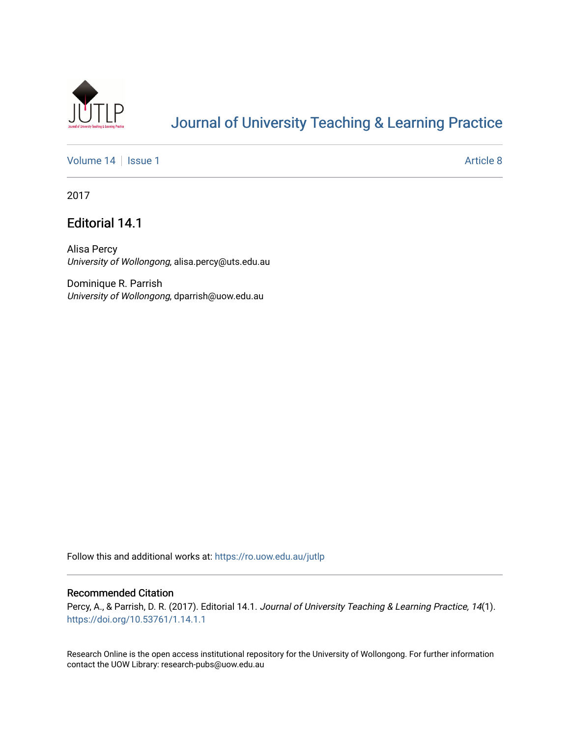# Journal of University Teaching & Learning Practice

Volume 14 | Issue 1 | Article 8

2017

## Editorial 14.1

Alisa Percy
*University of Wollongong*, alisa.percy@uts.edu.au

Dominique R. Parrish
*University of Wollongong*, dparrish@uow.edu.au

Follow this and additional works at: https://ro.uow.edu.au/jutlp

### Recommended Citation

Percy, A., & Parrish, D. R. (2017). Editorial 14.1. *Journal of University Teaching & Learning Practice, 14*(1). https://doi.org/10.53761/1.14.1.1

Research Online is the open access institutional repository for the University of Wollongong. For further information contact the UOW Library: research-pubs@uow.edu.au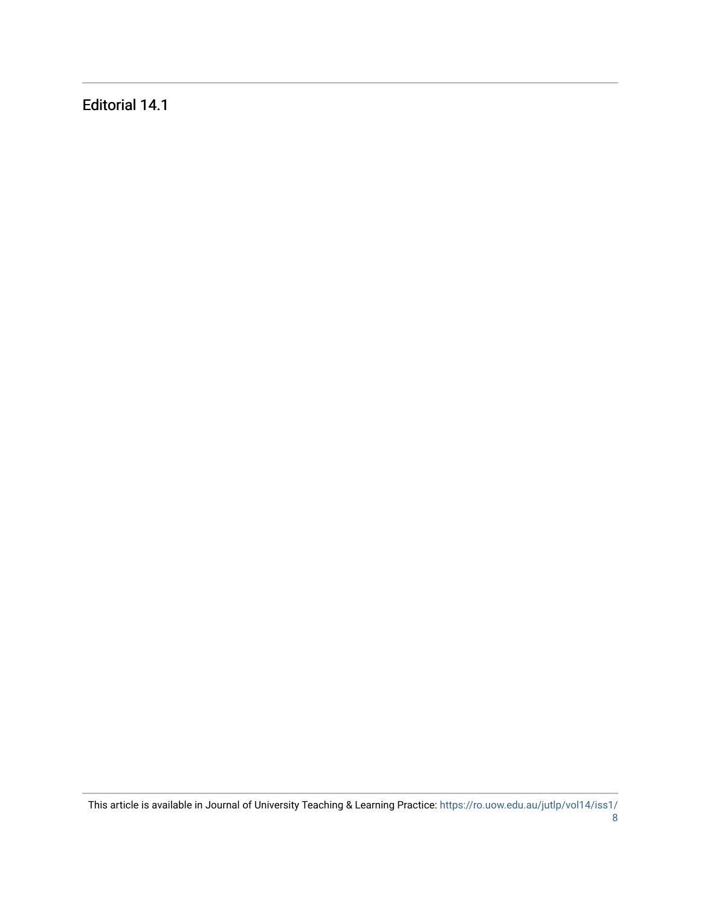# Editorial 14.1

This article is available in Journal of University Teaching & Learning Practice: https://ro.uow.edu.au/jutlp/vol14/iss1/8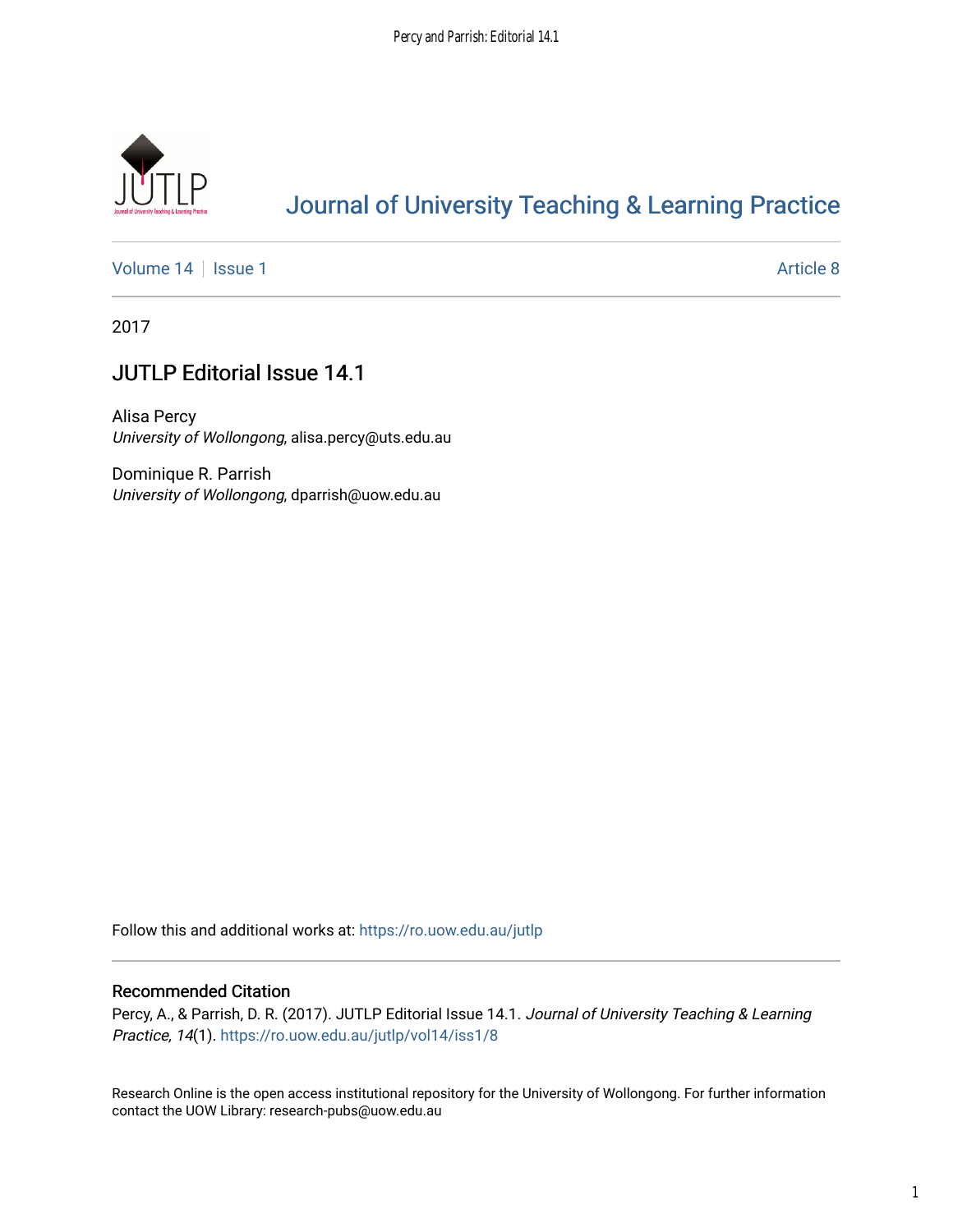# Journal of University Teaching & Learning Practice

Volume 14 | Issue 1 | Article 8

2017

## JUTLP Editorial Issue 14.1

Alisa Percy
*University of Wollongong*, alisa.percy@uts.edu.au

Dominique R. Parrish
*University of Wollongong*, dparrish@uow.edu.au

Follow this and additional works at: https://ro.uow.edu.au/jutlp

### Recommended Citation

Percy, A., & Parrish, D. R. (2017). JUTLP Editorial Issue 14.1. *Journal of University Teaching & Learning Practice, 14*(1). https://ro.uow.edu.au/jutlp/vol14/iss1/8

Research Online is the open access institutional repository for the University of Wollongong. For further information contact the UOW Library: research-pubs@uow.edu.au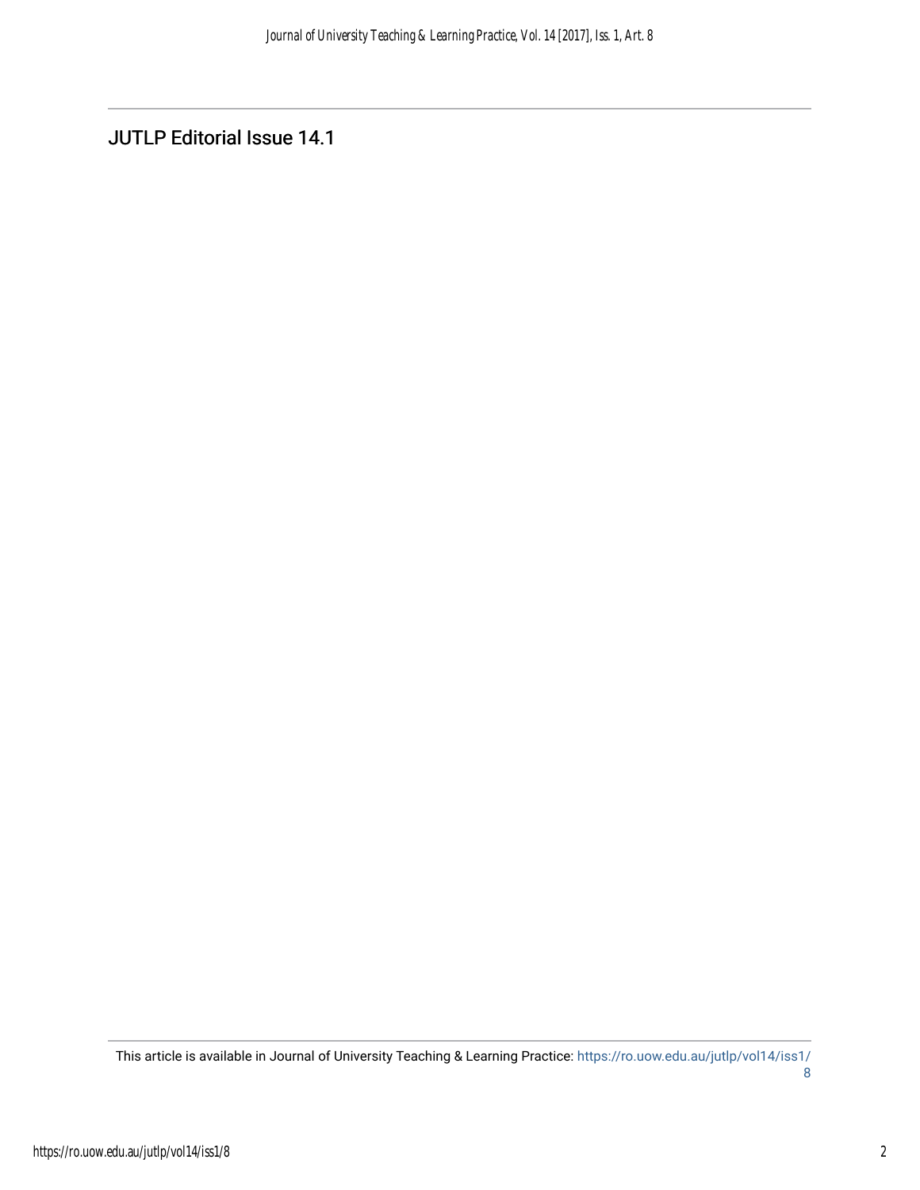# JUTLP Editorial Issue 14.1

This article is available in Journal of University Teaching & Learning Practice: https://ro.uow.edu.au/jutlp/vol14/iss1/8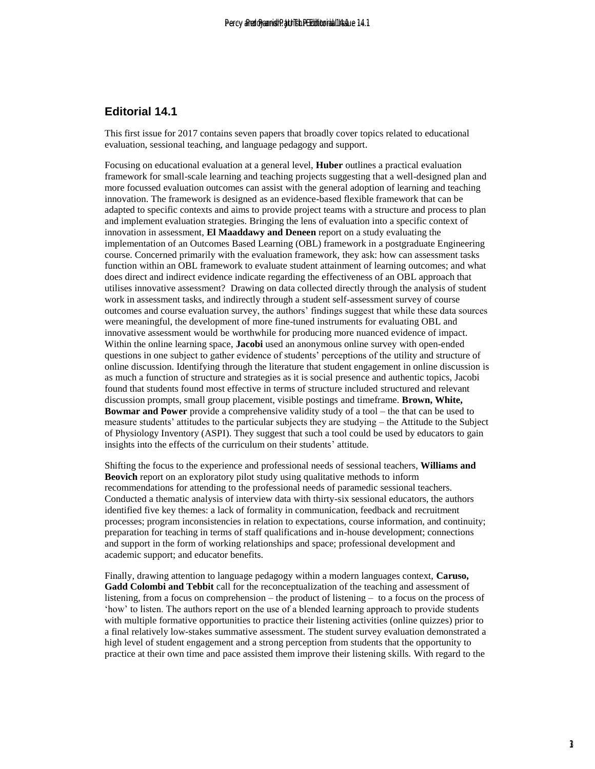## Editorial 14.1

This first issue for 2017 contains seven papers that broadly cover topics related to educational evaluation, sessional teaching, and language pedagogy and support.

Focusing on educational evaluation at a general level, **Huber** outlines a practical evaluation framework for small-scale learning and teaching projects suggesting that a well-designed plan and more focussed evaluation outcomes can assist with the general adoption of learning and teaching innovation. The framework is designed as an evidence-based flexible framework that can be adapted to specific contexts and aims to provide project teams with a structure and process to plan and implement evaluation strategies. Bringing the lens of evaluation into a specific context of innovation in assessment, **El Maaddawy and Deneen** report on a study evaluating the implementation of an Outcomes Based Learning (OBL) framework in a postgraduate Engineering course. Concerned primarily with the evaluation framework, they ask: how can assessment tasks function within an OBL framework to evaluate student attainment of learning outcomes; and what does direct and indirect evidence indicate regarding the effectiveness of an OBL approach that utilises innovative assessment? Drawing on data collected directly through the analysis of student work in assessment tasks, and indirectly through a student self-assessment survey of course outcomes and course evaluation survey, the authors' findings suggest that while these data sources were meaningful, the development of more fine-tuned instruments for evaluating OBL and innovative assessment would be worthwhile for producing more nuanced evidence of impact. Within the online learning space, **Jacobi** used an anonymous online survey with open-ended questions in one subject to gather evidence of students' perceptions of the utility and structure of online discussion. Identifying through the literature that student engagement in online discussion is as much a function of structure and strategies as it is social presence and authentic topics, Jacobi found that students found most effective in terms of structure included structured and relevant discussion prompts, small group placement, visible postings and timeframe. **Brown, White, Bowmar and Power** provide a comprehensive validity study of a tool – the that can be used to measure students' attitudes to the particular subjects they are studying – the Attitude to the Subject of Physiology Inventory (ASPI). They suggest that such a tool could be used by educators to gain insights into the effects of the curriculum on their students' attitude.

Shifting the focus to the experience and professional needs of sessional teachers, **Williams and Beovich** report on an exploratory pilot study using qualitative methods to inform recommendations for attending to the professional needs of paramedic sessional teachers. Conducted a thematic analysis of interview data with thirty-six sessional educators, the authors identified five key themes: a lack of formality in communication, feedback and recruitment processes; program inconsistencies in relation to expectations, course information, and continuity; preparation for teaching in terms of staff qualifications and in-house development; connections and support in the form of working relationships and space; professional development and academic support; and educator benefits.

Finally, drawing attention to language pedagogy within a modern languages context, **Caruso, Gadd Colombi and Tebbit** call for the reconceptualization of the teaching and assessment of listening, from a focus on comprehension – the product of listening – to a focus on the process of 'how' to listen. The authors report on the use of a blended learning approach to provide students with multiple formative opportunities to practice their listening activities (online quizzes) prior to a final relatively low-stakes summative assessment. The student survey evaluation demonstrated a high level of student engagement and a strong perception from students that the opportunity to practice at their own time and pace assisted them improve their listening skills. With regard to the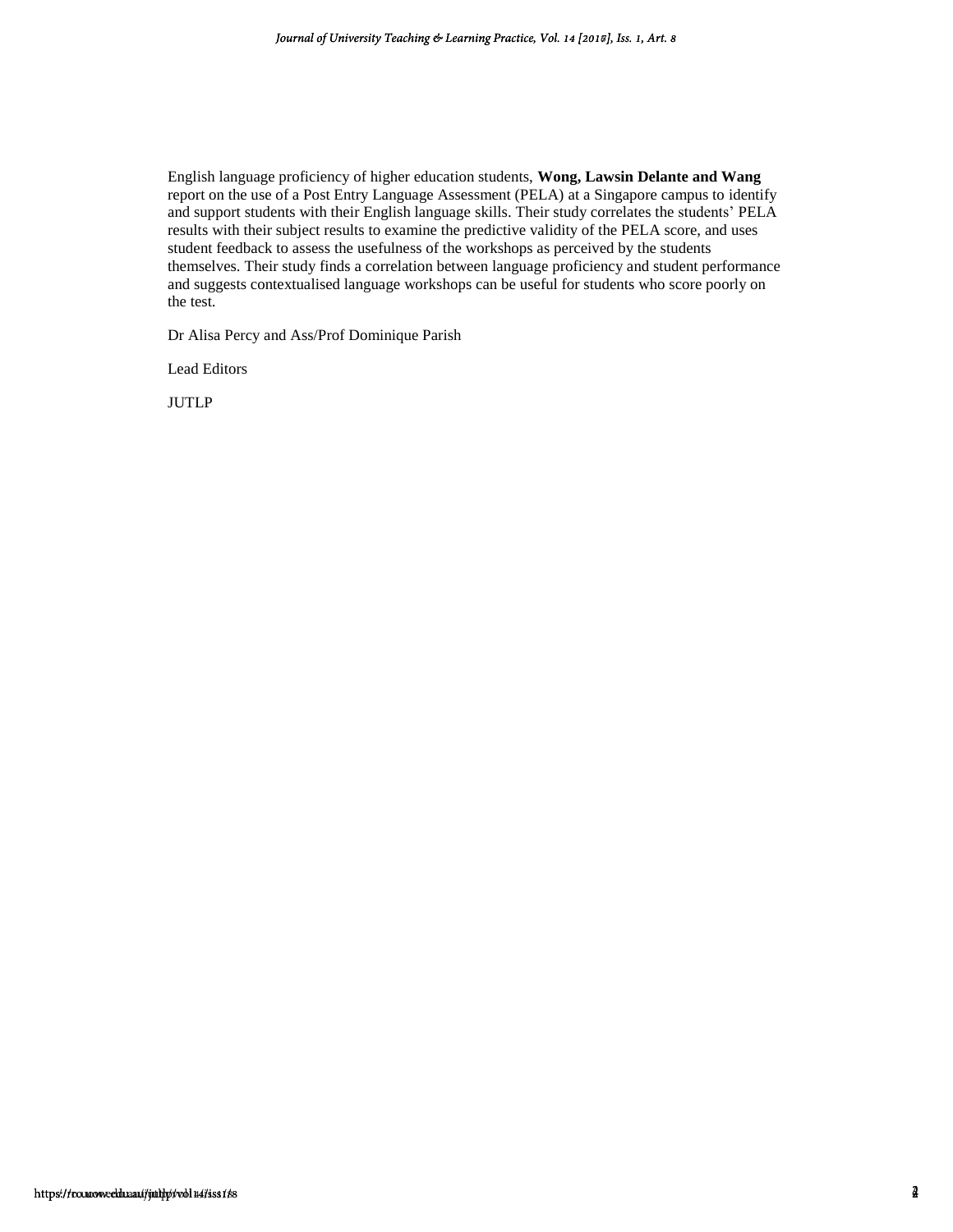English language proficiency of higher education students, **Wong, Lawsin Delante and Wang** report on the use of a Post Entry Language Assessment (PELA) at a Singapore campus to identify and support students with their English language skills. Their study correlates the students' PELA results with their subject results to examine the predictive validity of the PELA score, and uses student feedback to assess the usefulness of the workshops as perceived by the students themselves. Their study finds a correlation between language proficiency and student performance and suggests contextualised language workshops can be useful for students who score poorly on the test.

Dr Alisa Percy and Ass/Prof Dominique Parish

Lead Editors

JUTLP